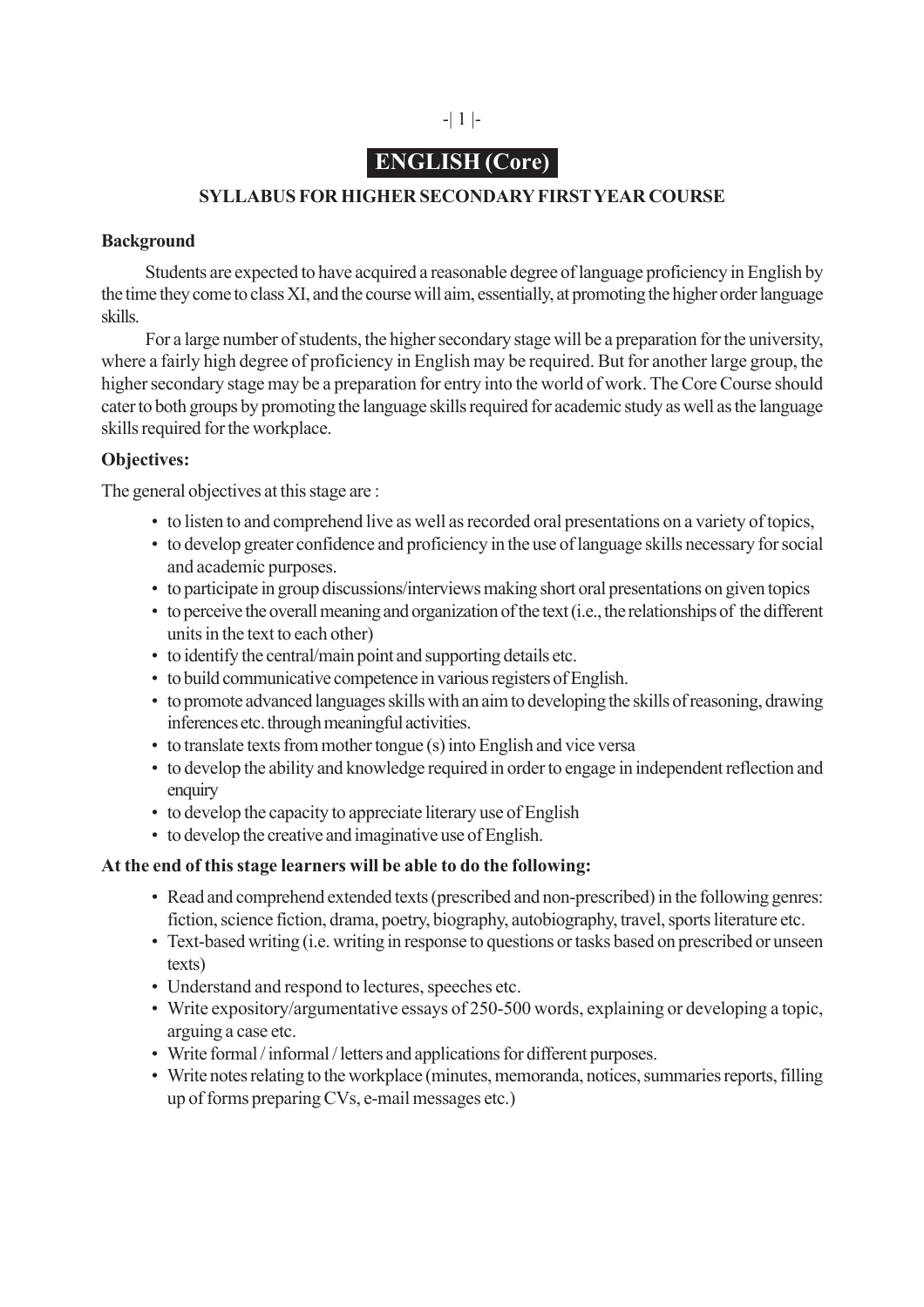# ENGLISH (Core)

## SYLLABUS FOR HIGHER SECONDARY FIRST YEAR COURSE

**Background**

Students are expected to have acquired a reasonable degree of language proficiency in English by the time they come to class XI, and the course will aim, essentially, at promoting the higher order language skills.

For a large number of students, the higher secondary stage will be a preparation for the university, where a fairly high degree of proficiency in English may be required. But for another large group, the higher secondary stage may be a preparation for entry into the world of work. The Core Course should cater to both groups by promoting the language skills required for academic study as well as the language skills required for the workplace.

**Objectives:**

The general objectives at this stage are :

- to listen to and comprehend live as well as recorded oral presentations on a variety of topics,
- to develop greater confidence and proficiency in the use of language skills necessary for social and academic purposes.
- to participate in group discussions/interviews making short oral presentations on given topics
- to perceive the overall meaning and organization of the text (i.e., the relationships of the different units in the text to each other)
- to identify the central/main point and supporting details etc.
- to build communicative competence in various registers of English.
- to promote advanced languages skills with an aim to developing the skills of reasoning, drawing inferences etc. through meaningful activities.
- to translate texts from mother tongue (s) into English and vice versa
- to develop the ability and knowledge required in order to engage in independent reflection and enquiry
- to develop the capacity to appreciate literary use of English
- to develop the creative and imaginative use of English.

**At the end of this stage learners will be able to do the following:**

- Read and comprehend extended texts (prescribed and non-prescribed) in the following genres: fiction, science fiction, drama, poetry, biography, autobiography, travel, sports literature etc.
- Text-based writing (i.e. writing in response to questions or tasks based on prescribed or unseen texts)
- Understand and respond to lectures, speeches etc.
- Write expository/argumentative essays of 250-500 words, explaining or developing a topic, arguing a case etc.
- Write formal / informal / letters and applications for different purposes.
- Write notes relating to the workplace (minutes, memoranda, notices, summaries reports, filling up of forms preparing CVs, e-mail messages etc.)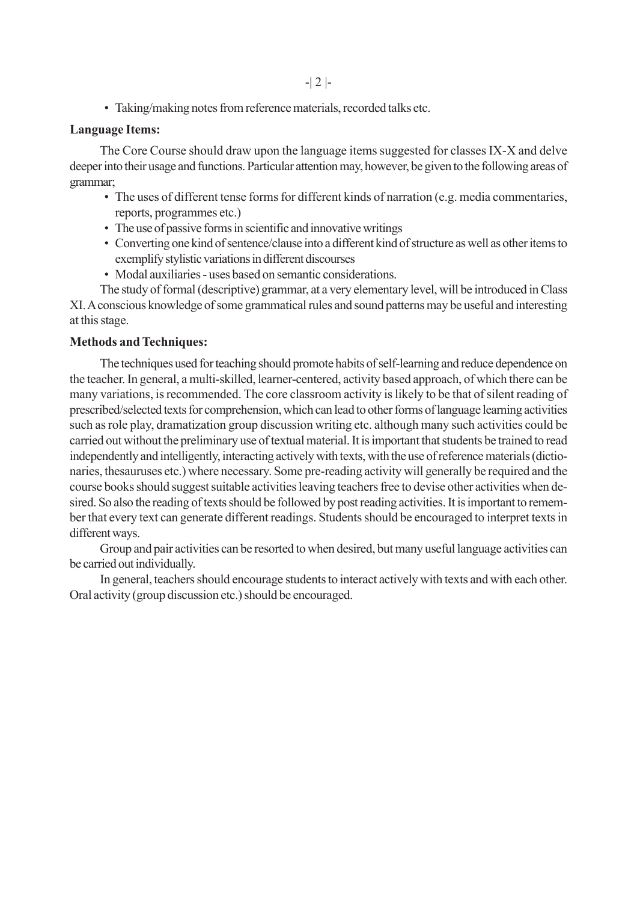- Taking/making notes from reference materials, recorded talks etc.

**Language Items:**

The Core Course should draw upon the language items suggested for classes IX-X and delve deeper into their usage and functions. Particular attention may, however, be given to the following areas of grammar;

- The uses of different tense forms for different kinds of narration (e.g. media commentaries, reports, programmes etc.)
- The use of passive forms in scientific and innovative writings
- Converting one kind of sentence/clause into a different kind of structure as well as other items to exemplify stylistic variations in different discourses
- Modal auxiliaries - uses based on semantic considerations.

The study of formal (descriptive) grammar, at a very elementary level, will be introduced in Class XI. A conscious knowledge of some grammatical rules and sound patterns may be useful and interesting at this stage.

**Methods and Techniques:**

The techniques used for teaching should promote habits of self-learning and reduce dependence on the teacher. In general, a multi-skilled, learner-centered, activity based approach, of which there can be many variations, is recommended. The core classroom activity is likely to be that of silent reading of prescribed/selected texts for comprehension, which can lead to other forms of language learning activities such as role play, dramatization group discussion writing etc. although many such activities could be carried out without the preliminary use of textual material. It is important that students be trained to read independently and intelligently, interacting actively with texts, with the use of reference materials (dictionaries, thesauruses etc.) where necessary. Some pre-reading activity will generally be required and the course books should suggest suitable activities leaving teachers free to devise other activities when desired. So also the reading of texts should be followed by post reading activities. It is important to remember that every text can generate different readings. Students should be encouraged to interpret texts in different ways.

Group and pair activities can be resorted to when desired, but many useful language activities can be carried out individually.

In general, teachers should encourage students to interact actively with texts and with each other. Oral activity (group discussion etc.) should be encouraged.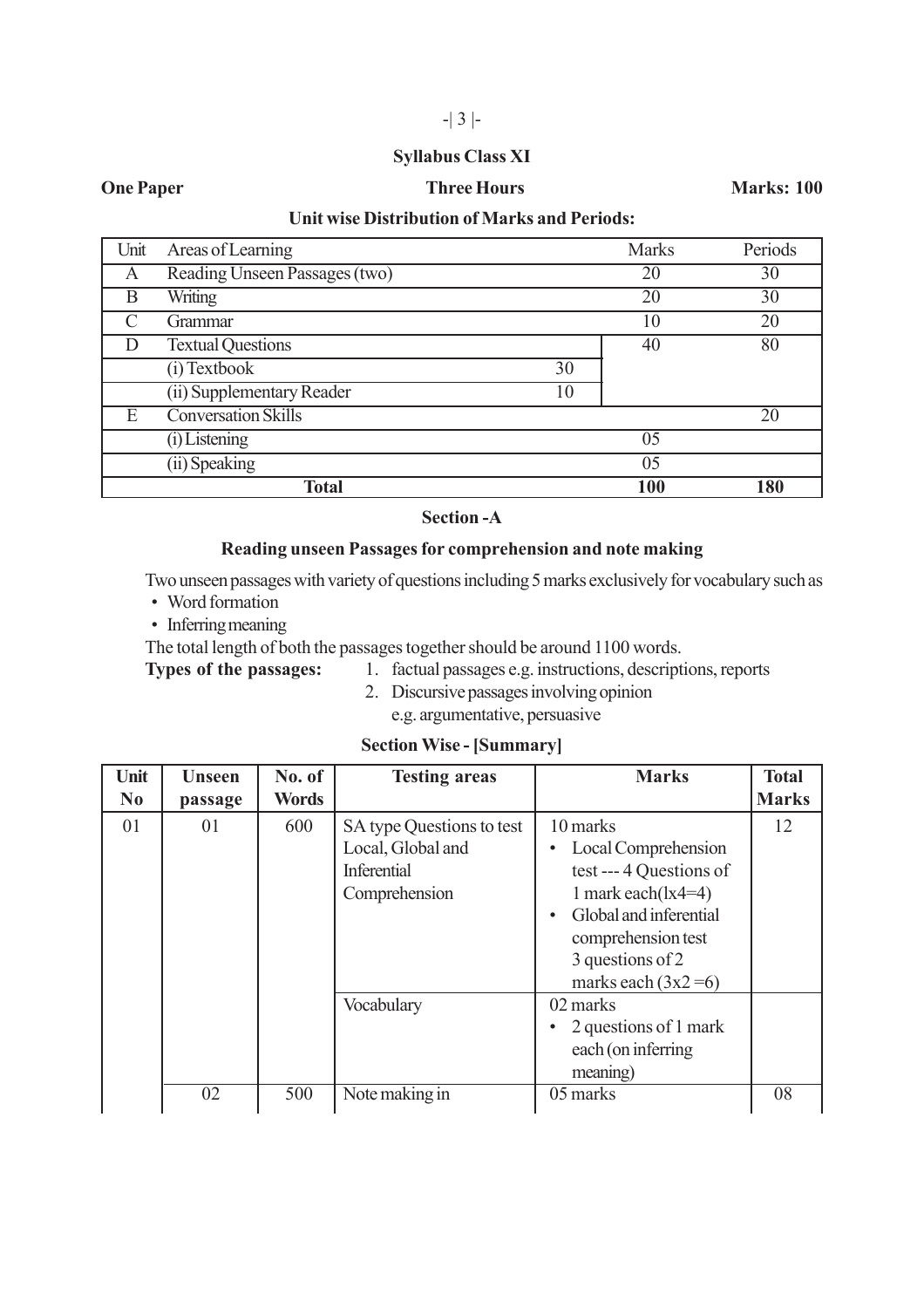## Syllabus Class XI

**One Paper** **Three Hours** **Marks: 100**

### Unit wise Distribution of Marks and Periods:

| Unit | Areas of Learning | | Marks | Periods |
|---|---|---|---|---|
| A | Reading Unseen Passages (two) | | 20 | 30 |
| B | Writing | | 20 | 30 |
| C | Grammar | | 10 | 20 |
| D | Textual Questions | | 40 | 80 |
| | (i) Textbook | 30 | | |
| | (ii) Supplementary Reader | 10 | | |
| E | Conversation Skills | | | 20 |
| | (i) Listening | | 05 | |
| | (ii) Speaking | | 05 | |
| | **Total** | | **100** | **180** |

### Section -A

### Reading unseen Passages for comprehension and note making

Two unseen passages with variety of questions including 5 marks exclusively for vocabulary such as

- Word formation
- Inferring meaning

The total length of both the passages together should be around 1100 words.

**Types of the passages:**
1. factual passages e.g. instructions, descriptions, reports
2. Discursive passages involving opinion e.g. argumentative, persuasive

### Section Wise - [Summary]

| Unit No | Unseen passage | No. of Words | Testing areas | Marks | Total Marks |
|---|---|---|---|---|---|
| 01 | 01 | 600 | SA type Questions to test Local, Global and Inferential Comprehension | 10 marks<br>• Local Comprehension test --- 4 Questions of 1 mark each(lx4=4)<br>• Global and inferential comprehension test 3 questions of 2 marks each (3x2 =6) | 12 |
| | | | Vocabulary | 02 marks<br>• 2 questions of 1 mark each (on inferring meaning) | |
| | 02 | 500 | Note making in | 05 marks | 08 |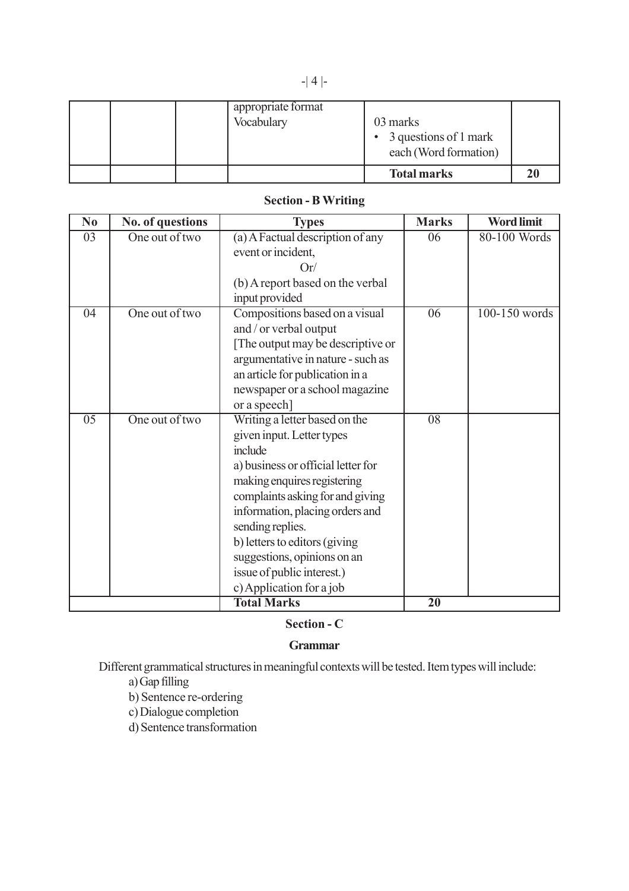| | | | appropriate format<br>Vocabulary | 03 marks<br>• 3 questions of 1 mark each (Word formation) | |
|---|---|---|---|---|---|
| | | | | **Total marks** | **20** |

### Section - B Writing

| No | No. of questions | Types | Marks | Word limit |
|---|---|---|---|---|
| 03 | One out of two | (a) A Factual description of any event or incident,<br>Or/<br>(b) A report based on the verbal input provided | 06 | 80-100 Words |
| 04 | One out of two | Compositions based on a visual and / or verbal output<br>[The output may be descriptive or argumentative in nature - such as an article for publication in a newspaper or a school magazine or a speech] | 06 | 100-150 words |
| 05 | One out of two | Writing a letter based on the given input. Letter types include<br>a) business or official letter for making enquires registering complaints asking for and giving information, placing orders and sending replies.<br>b) letters to editors (giving suggestions, opinions on an issue of public interest.)<br>c) Application for a job | 08 | |
| | | **Total Marks** | **20** | |

### Section - C

### Grammar

Different grammatical structures in meaningful contexts will be tested. Item types will include:

a) Gap filling
b) Sentence re-ordering
c) Dialogue completion
d) Sentence transformation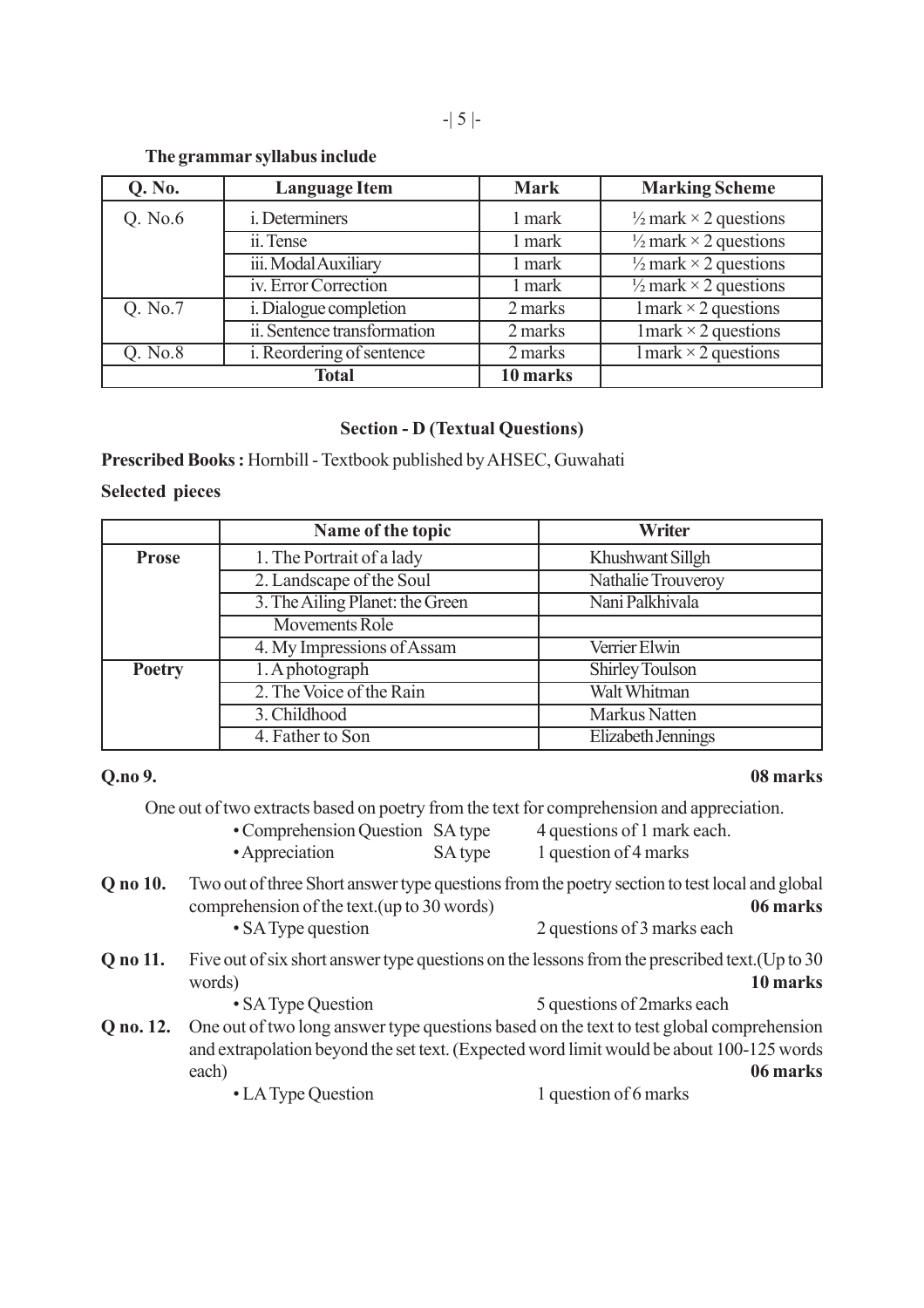**The grammar syllabus include**

| Q. No. | Language Item | Mark | Marking Scheme |
|---|---|---|---|
| Q. No.6 | i. Determiners | 1 mark | ½ mark × 2 questions |
| | ii. Tense | 1 mark | ½ mark × 2 questions |
| | iii. Modal Auxiliary | 1 mark | ½ mark × 2 questions |
| | iv. Error Correction | 1 mark | ½ mark × 2 questions |
| Q. No.7 | i. Dialogue completion | 2 marks | 1mark × 2 questions |
| | ii. Sentence transformation | 2 marks | 1mark × 2 questions |
| Q. No.8 | i. Reordering of sentence | 2 marks | 1mark × 2 questions |
| **Total** | | **10 marks** | |

### Section - D (Textual Questions)

**Prescribed Books :** Hornbill - Textbook published by AHSEC, Guwahati

**Selected pieces**

| | Name of the topic | Writer |
|---|---|---|
| **Prose** | 1. The Portrait of a lady | Khushwant Sillgh |
| | 2. Landscape of the Soul | Nathalie Trouveroy |
| | 3. The Ailing Planet: the Green Movements Role | Nani Palkhivala |
| | 4. My Impressions of Assam | Verrier Elwin |
| **Poetry** | 1. A photograph | Shirley Toulson |
| | 2. The Voice of the Rain | Walt Whitman |
| | 3. Childhood | Markus Natten |
| | 4. Father to Son | Elizabeth Jennings |

**Q.no 9.** **08 marks**

One out of two extracts based on poetry from the text for comprehension and appreciation.

- Comprehension Question SA type — 4 questions of 1 mark each.
- Appreciation SA type — 1 question of 4 marks

**Q no 10.** Two out of three Short answer type questions from the poetry section to test local and global comprehension of the text.(up to 30 words) **06 marks**

- SA Type question — 2 questions of 3 marks each

**Q no 11.** Five out of six short answer type questions on the lessons from the prescribed text.(Up to 30 words) **10 marks**

- SA Type Question — 5 questions of 2marks each

**Q no. 12.** One out of two long answer type questions based on the text to test global comprehension and extrapolation beyond the set text. (Expected word limit would be about 100-125 words each) **06 marks**

- LA Type Question — 1 question of 6 marks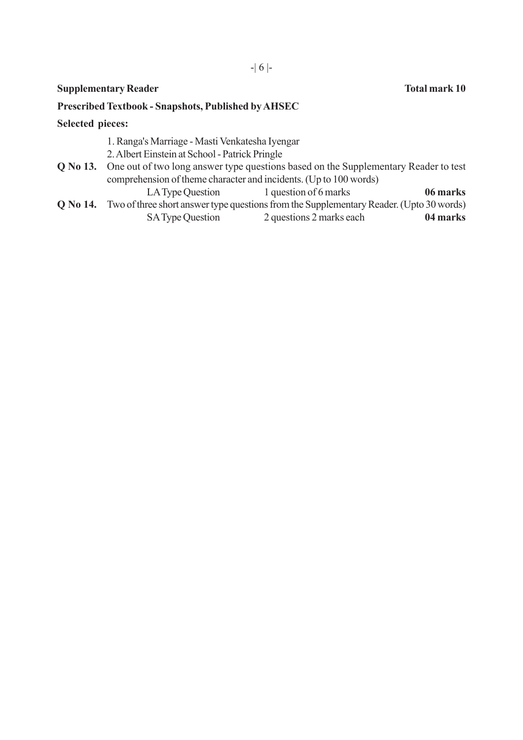**Supplementary Reader** **Total mark 10**

**Prescribed Textbook - Snapshots, Published by AHSEC**

**Selected pieces:**

1. Ranga's Marriage - Masti Venkatesha Iyengar
2. Albert Einstein at School - Patrick Pringle

**Q No 13.** One out of two long answer type questions based on the Supplementary Reader to test comprehension of theme character and incidents. (Up to 100 words)

| LA Type Question | 1 question of 6 marks | **06 marks** |
|---|---|---|

**Q No 14.** Two of three short answer type questions from the Supplementary Reader. (Upto 30 words)

| SA Type Question | 2 questions 2 marks each | **04 marks** |
|---|---|---|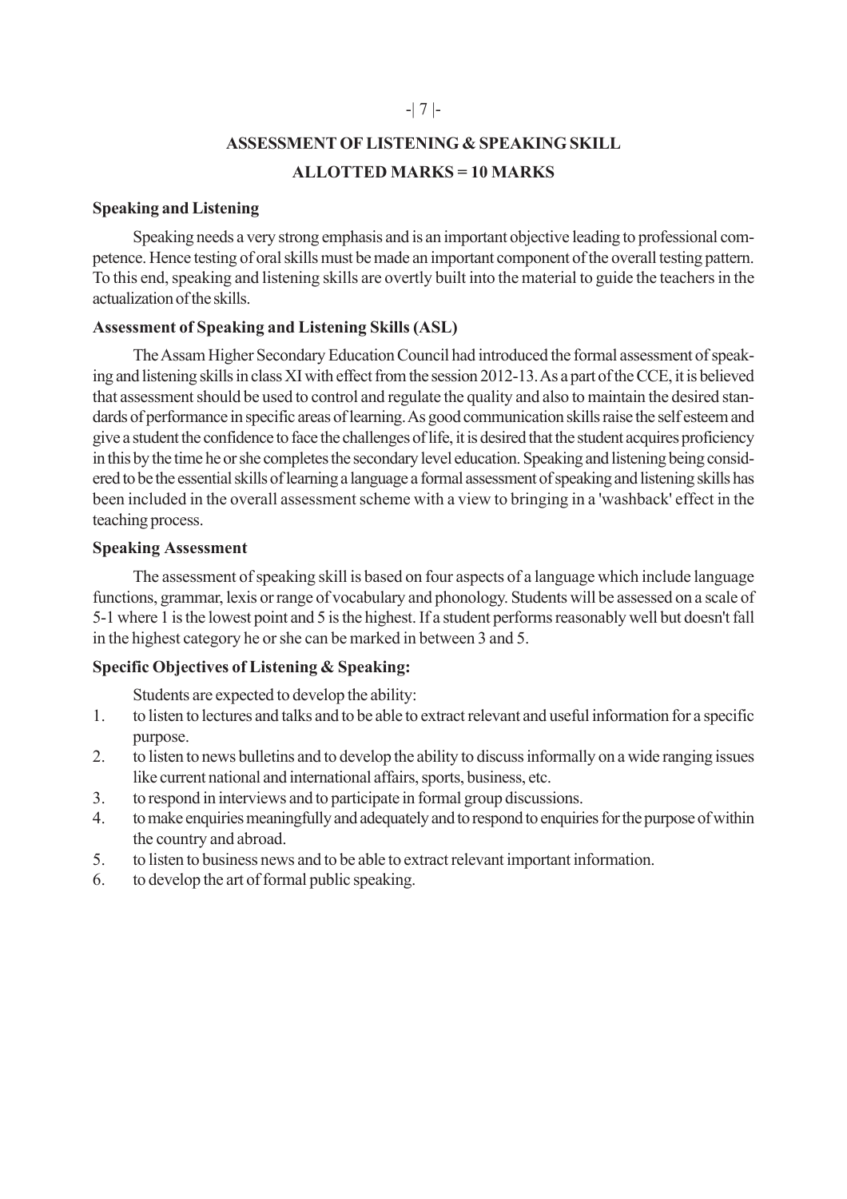## ASSESSMENT OF LISTENING & SPEAKING SKILL

## ALLOTTED MARKS = 10 MARKS

### Speaking and Listening

Speaking needs a very strong emphasis and is an important objective leading to professional competence. Hence testing of oral skills must be made an important component of the overall testing pattern. To this end, speaking and listening skills are overtly built into the material to guide the teachers in the actualization of the skills.

### Assessment of Speaking and Listening Skills (ASL)

The Assam Higher Secondary Education Council had introduced the formal assessment of speaking and listening skills in class XI with effect from the session 2012-13. As a part of the CCE, it is believed that assessment should be used to control and regulate the quality and also to maintain the desired standards of performance in specific areas of learning. As good communication skills raise the self esteem and give a student the confidence to face the challenges of life, it is desired that the student acquires proficiency in this by the time he or she completes the secondary level education. Speaking and listening being considered to be the essential skills of learning a language a formal assessment of speaking and listening skills has been included in the overall assessment scheme with a view to bringing in a 'washback' effect in the teaching process.

### Speaking Assessment

The assessment of speaking skill is based on four aspects of a language which include language functions, grammar, lexis or range of vocabulary and phonology. Students will be assessed on a scale of 5-1 where 1 is the lowest point and 5 is the highest. If a student performs reasonably well but doesn't fall in the highest category he or she can be marked in between 3 and 5.

### Specific Objectives of Listening & Speaking:

Students are expected to develop the ability:

1. to listen to lectures and talks and to be able to extract relevant and useful information for a specific purpose.
2. to listen to news bulletins and to develop the ability to discuss informally on a wide ranging issues like current national and international affairs, sports, business, etc.
3. to respond in interviews and to participate in formal group discussions.
4. to make enquiries meaningfully and adequately and to respond to enquiries for the purpose of within the country and abroad.
5. to listen to business news and to be able to extract relevant important information.
6. to develop the art of formal public speaking.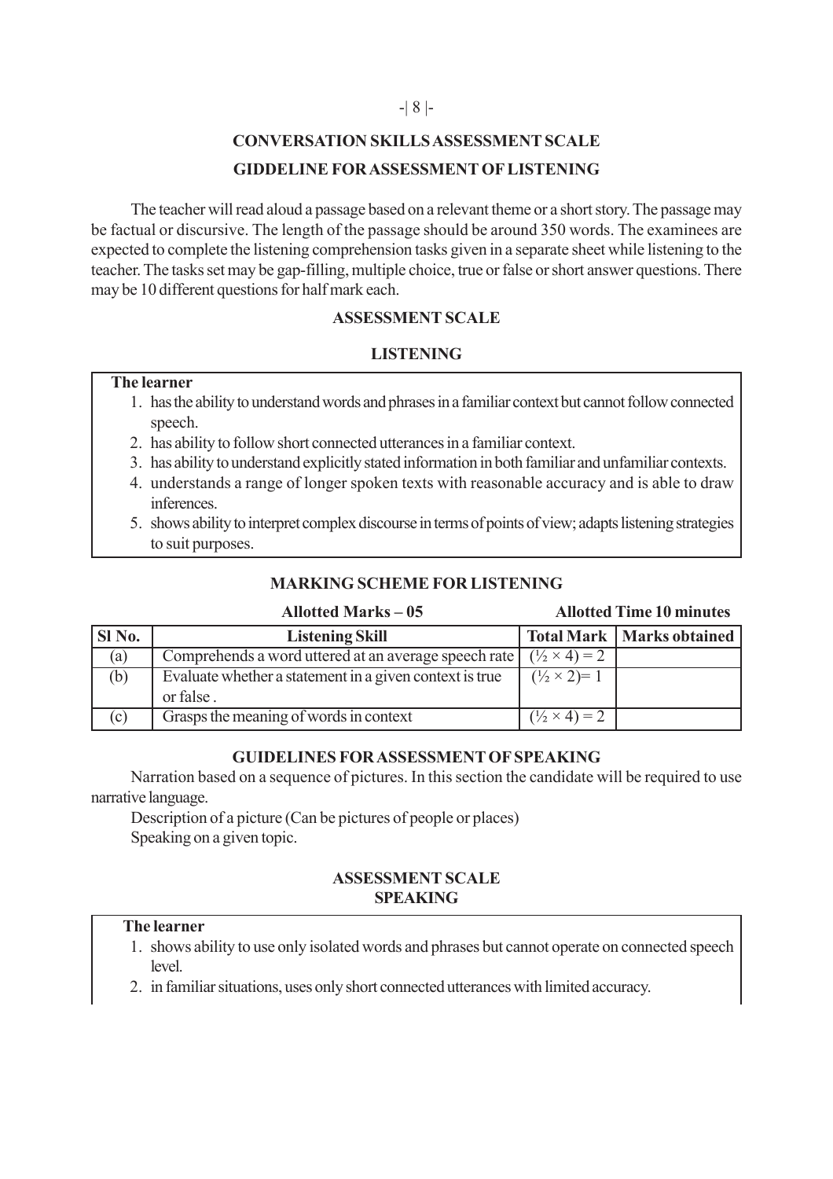## CONVERSATION SKILLS ASSESSMENT SCALE

### GIDDELINE FOR ASSESSMENT OF LISTENING

The teacher will read aloud a passage based on a relevant theme or a short story. The passage may be factual or discursive. The length of the passage should be around 350 words. The examinees are expected to complete the listening comprehension tasks given in a separate sheet while listening to the teacher. The tasks set may be gap-filling, multiple choice, true or false or short answer questions. There may be 10 different questions for half mark each.

### ASSESSMENT SCALE

### LISTENING

**The learner**

1. has the ability to understand words and phrases in a familiar context but cannot follow connected speech.
2. has ability to follow short connected utterances in a familiar context.
3. has ability to understand explicitly stated information in both familiar and unfamiliar contexts.
4. understands a range of longer spoken texts with reasonable accuracy and is able to draw inferences.
5. shows ability to interpret complex discourse in terms of points of view; adapts listening strategies to suit purposes.

### MARKING SCHEME FOR LISTENING

**Allotted Marks – 05** **Allotted Time 10 minutes**

| Sl No. | Listening Skill | Total Mark | Marks obtained |
|---|---|---|---|
| (a) | Comprehends a word uttered at an average speech rate | $(\frac{1}{2} \times 4) = 2$ | |
| (b) | Evaluate whether a statement in a given context is true or false . | $(\frac{1}{2} \times 2) = 1$ | |
| (c) | Grasps the meaning of words in context | $(\frac{1}{2} \times 4) = 2$ | |

### GUIDELINES FOR ASSESSMENT OF SPEAKING

Narration based on a sequence of pictures. In this section the candidate will be required to use narrative language.

Description of a picture (Can be pictures of people or places)

Speaking on a given topic.

### ASSESSMENT SCALE
### SPEAKING

**The learner**

1. shows ability to use only isolated words and phrases but cannot operate on connected speech level.
2. in familiar situations, uses only short connected utterances with limited accuracy.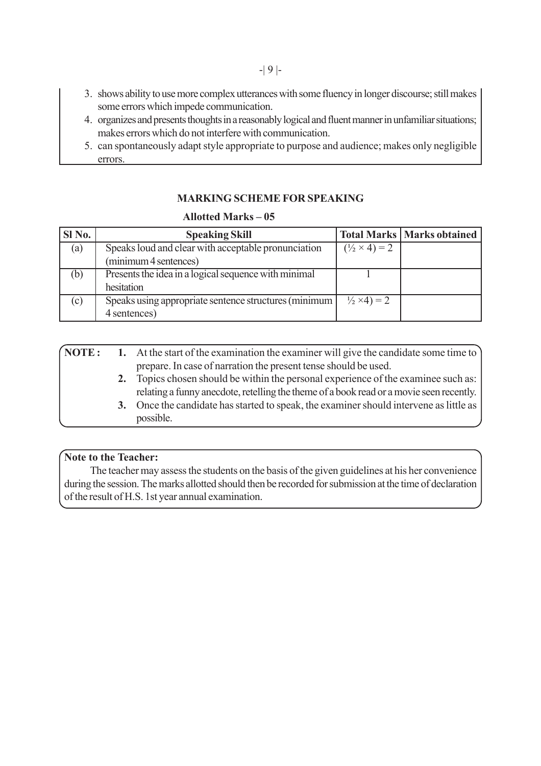3. shows ability to use more complex utterances with some fluency in longer discourse; still makes some errors which impede communication.
4. organizes and presents thoughts in a reasonably logical and fluent manner in unfamiliar situations; makes errors which do not interfere with communication.
5. can spontaneously adapt style appropriate to purpose and audience; makes only negligible errors.

### MARKING SCHEME FOR SPEAKING

**Allotted Marks – 05**

| Sl No. | Speaking Skill | Total Marks | Marks obtained |
|---|---|---|---|
| (a) | Speaks loud and clear with acceptable pronunciation (minimum 4 sentences) | $(\frac{1}{2} \times 4) = 2$ | |
| (b) | Presents the idea in a logical sequence with minimal hesitation | 1 | |
| (c) | Speaks using appropriate sentence structures (minimum 4 sentences) | $\frac{1}{2} \times 4) = 2$ | |

**NOTE :**

1. At the start of the examination the examiner will give the candidate some time to prepare. In case of narration the present tense should be used.
2. Topics chosen should be within the personal experience of the examinee such as: relating a funny anecdote, retelling the theme of a book read or a movie seen recently.
3. Once the candidate has started to speak, the examiner should intervene as little as possible.

**Note to the Teacher:**

The teacher may assess the students on the basis of the given guidelines at his her convenience during the session. The marks allotted should then be recorded for submission at the time of declaration of the result of H.S. 1st year annual examination.